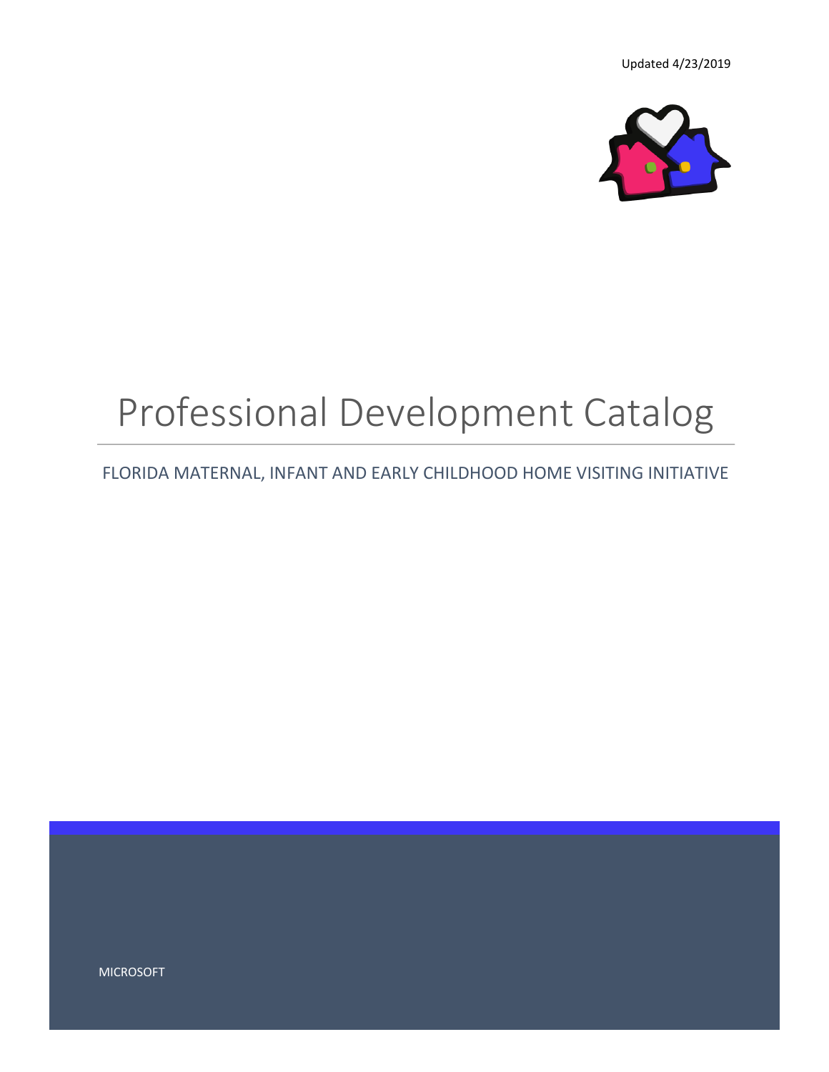Updated 4/23/2019

# Professional Development Catalog

## FLORIDA MATERNAL, INFANT AND EARLY CHILDHOOD HOME VISITING INITIATIVE

MICROSOFT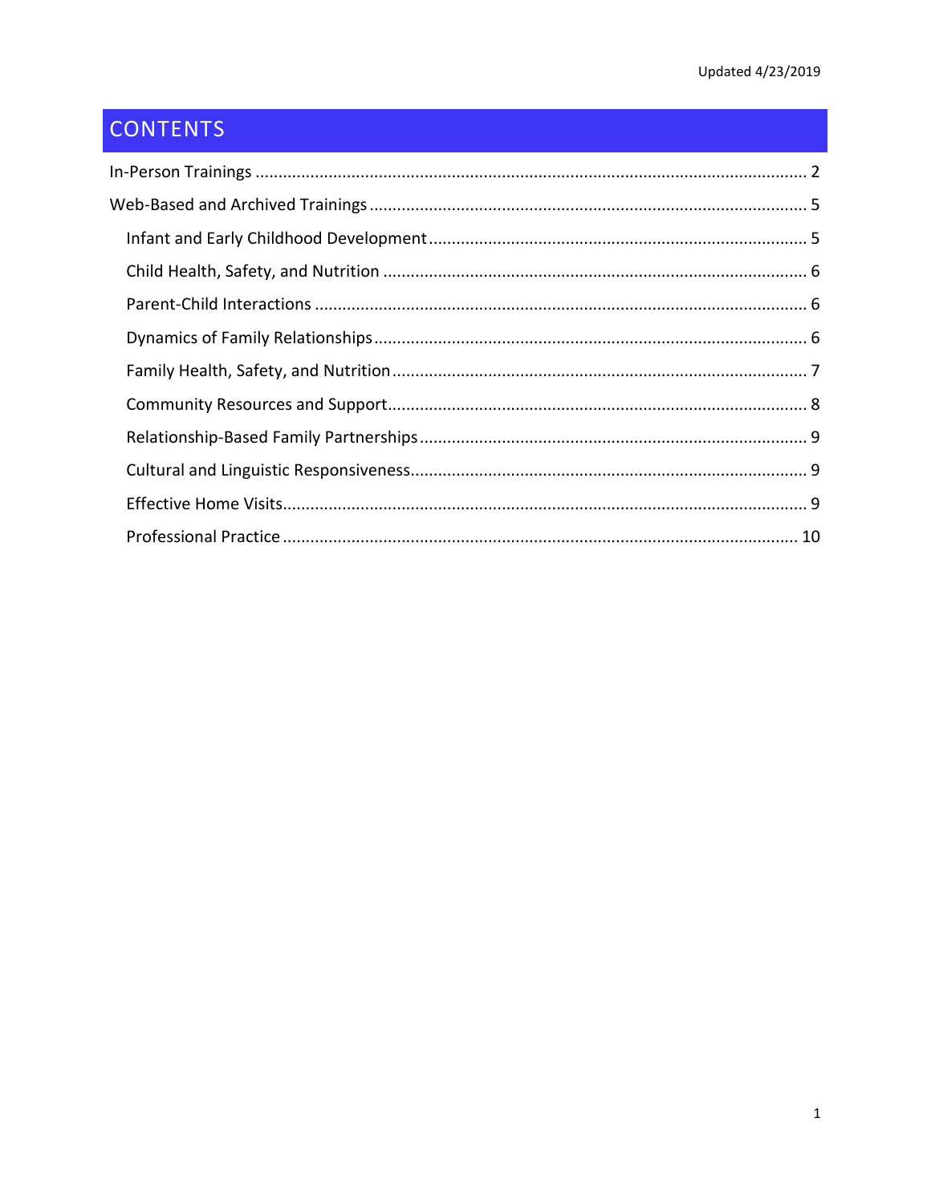Updated 4/23/2019

# CONTENTS

- In-Person Trainings ........................................................................................................................ 2
- Web-Based and Archived Trainings ............................................................................................... 5
  - Infant and Early Childhood Development .................................................................................. 5
  - Child Health, Safety, and Nutrition ............................................................................................ 6
  - Parent-Child Interactions .......................................................................................................... 6
  - Dynamics of Family Relationships ............................................................................................. 6
  - Family Health, Safety, and Nutrition .......................................................................................... 7
  - Community Resources and Support........................................................................................... 8
  - Relationship-Based Family Partnerships .................................................................................... 9
  - Cultural and Linguistic Responsiveness...................................................................................... 9
  - Effective Home Visits................................................................................................................. 9
  - Professional Practice ............................................................................................................... 10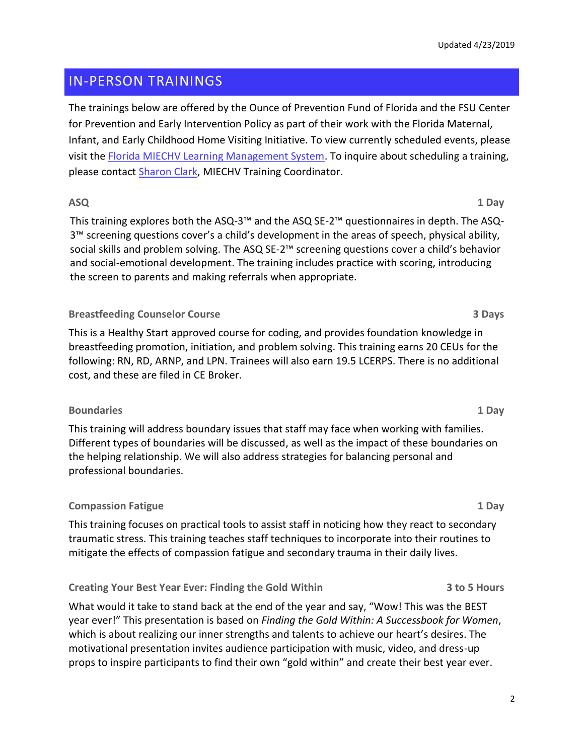Updated 4/23/2019

# IN-PERSON TRAININGS

The trainings below are offered by the Ounce of Prevention Fund of Florida and the FSU Center for Prevention and Early Intervention Policy as part of their work with the Florida Maternal, Infant, and Early Childhood Home Visiting Initiative. To view currently scheduled events, please visit the [Florida MIECHV Learning Management System](). To inquire about scheduling a training, please contact [Sharon Clark](), MIECHV Training Coordinator.

### ASQ — 1 Day

This training explores both the ASQ-3™ and the ASQ SE-2™ questionnaires in depth. The ASQ-3™ screening questions cover's a child's development in the areas of speech, physical ability, social skills and problem solving. The ASQ SE-2™ screening questions cover a child's behavior and social-emotional development. The training includes practice with scoring, introducing the screen to parents and making referrals when appropriate.

### Breastfeeding Counselor Course — 3 Days

This is a Healthy Start approved course for coding, and provides foundation knowledge in breastfeeding promotion, initiation, and problem solving. This training earns 20 CEUs for the following: RN, RD, ARNP, and LPN. Trainees will also earn 19.5 LCERPS. There is no additional cost, and these are filed in CE Broker.

### Boundaries — 1 Day

This training will address boundary issues that staff may face when working with families. Different types of boundaries will be discussed, as well as the impact of these boundaries on the helping relationship. We will also address strategies for balancing personal and professional boundaries.

### Compassion Fatigue — 1 Day

This training focuses on practical tools to assist staff in noticing how they react to secondary traumatic stress. This training teaches staff techniques to incorporate into their routines to mitigate the effects of compassion fatigue and secondary trauma in their daily lives.

### Creating Your Best Year Ever: Finding the Gold Within — 3 to 5 Hours

What would it take to stand back at the end of the year and say, "Wow! This was the BEST year ever!" This presentation is based on *Finding the Gold Within: A Successbook for Women*, which is about realizing our inner strengths and talents to achieve our heart's desires. The motivational presentation invites audience participation with music, video, and dress-up props to inspire participants to find their own "gold within" and create their best year ever.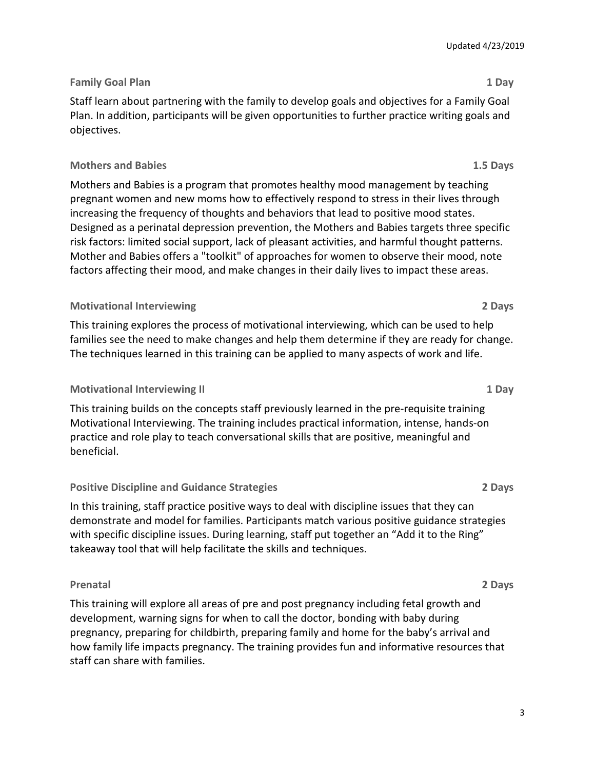Updated 4/23/2019

### Family Goal Plan — 1 Day

Staff learn about partnering with the family to develop goals and objectives for a Family Goal Plan. In addition, participants will be given opportunities to further practice writing goals and objectives.

### Mothers and Babies — 1.5 Days

Mothers and Babies is a program that promotes healthy mood management by teaching pregnant women and new moms how to effectively respond to stress in their lives through increasing the frequency of thoughts and behaviors that lead to positive mood states. Designed as a perinatal depression prevention, the Mothers and Babies targets three specific risk factors: limited social support, lack of pleasant activities, and harmful thought patterns. Mother and Babies offers a "toolkit" of approaches for women to observe their mood, note factors affecting their mood, and make changes in their daily lives to impact these areas.

### Motivational Interviewing — 2 Days

This training explores the process of motivational interviewing, which can be used to help families see the need to make changes and help them determine if they are ready for change. The techniques learned in this training can be applied to many aspects of work and life.

### Motivational Interviewing II — 1 Day

This training builds on the concepts staff previously learned in the pre-requisite training Motivational Interviewing. The training includes practical information, intense, hands-on practice and role play to teach conversational skills that are positive, meaningful and beneficial.

### Positive Discipline and Guidance Strategies — 2 Days

In this training, staff practice positive ways to deal with discipline issues that they can demonstrate and model for families. Participants match various positive guidance strategies with specific discipline issues. During learning, staff put together an "Add it to the Ring" takeaway tool that will help facilitate the skills and techniques.

### Prenatal — 2 Days

This training will explore all areas of pre and post pregnancy including fetal growth and development, warning signs for when to call the doctor, bonding with baby during pregnancy, preparing for childbirth, preparing family and home for the baby's arrival and how family life impacts pregnancy. The training provides fun and informative resources that staff can share with families.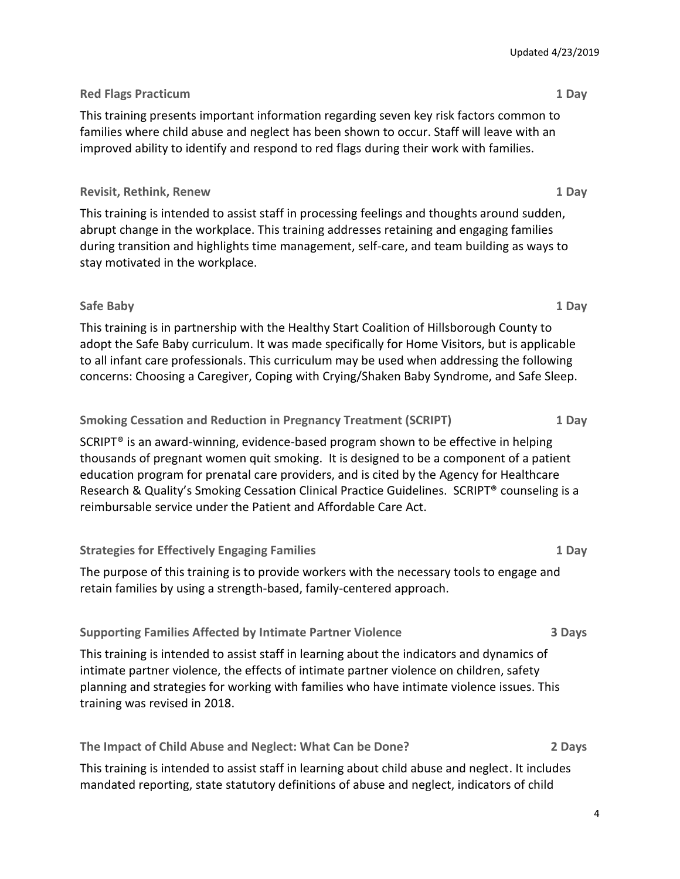**Red Flags Practicum** **1 Day**

This training presents important information regarding seven key risk factors common to families where child abuse and neglect has been shown to occur. Staff will leave with an improved ability to identify and respond to red flags during their work with families.

**Revisit, Rethink, Renew** **1 Day**

This training is intended to assist staff in processing feelings and thoughts around sudden, abrupt change in the workplace. This training addresses retaining and engaging families during transition and highlights time management, self-care, and team building as ways to stay motivated in the workplace.

**Safe Baby** **1 Day**

This training is in partnership with the Healthy Start Coalition of Hillsborough County to adopt the Safe Baby curriculum. It was made specifically for Home Visitors, but is applicable to all infant care professionals. This curriculum may be used when addressing the following concerns: Choosing a Caregiver, Coping with Crying/Shaken Baby Syndrome, and Safe Sleep.

**Smoking Cessation and Reduction in Pregnancy Treatment (SCRIPT)** **1 Day**

SCRIPT® is an award-winning, evidence-based program shown to be effective in helping thousands of pregnant women quit smoking. It is designed to be a component of a patient education program for prenatal care providers, and is cited by the Agency for Healthcare Research & Quality's Smoking Cessation Clinical Practice Guidelines. SCRIPT® counseling is a reimbursable service under the Patient and Affordable Care Act.

**Strategies for Effectively Engaging Families** **1 Day**

The purpose of this training is to provide workers with the necessary tools to engage and retain families by using a strength-based, family-centered approach.

**Supporting Families Affected by Intimate Partner Violence** **3 Days**

This training is intended to assist staff in learning about the indicators and dynamics of intimate partner violence, the effects of intimate partner violence on children, safety planning and strategies for working with families who have intimate violence issues. This training was revised in 2018.

**The Impact of Child Abuse and Neglect: What Can be Done?** **2 Days**

This training is intended to assist staff in learning about child abuse and neglect. It includes mandated reporting, state statutory definitions of abuse and neglect, indicators of child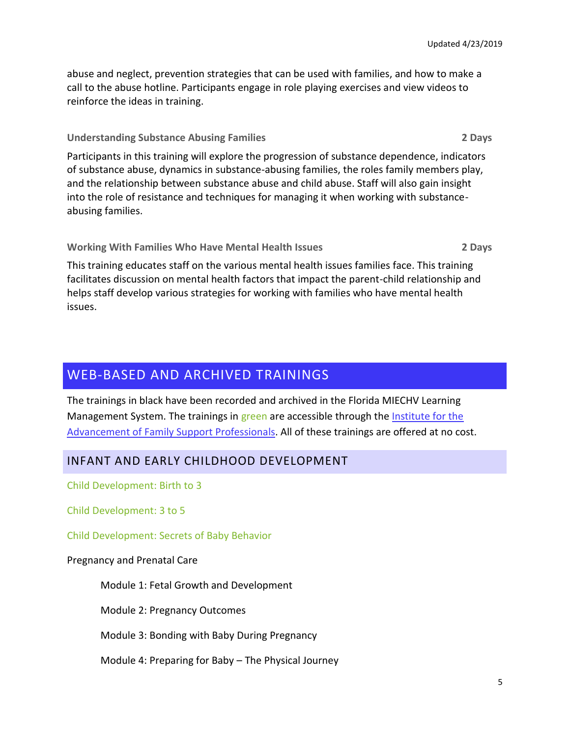abuse and neglect, prevention strategies that can be used with families, and how to make a call to the abuse hotline. Participants engage in role playing exercises and view videos to reinforce the ideas in training.

### Understanding Substance Abusing Families — 2 Days

Participants in this training will explore the progression of substance dependence, indicators of substance abuse, dynamics in substance-abusing families, the roles family members play, and the relationship between substance abuse and child abuse. Staff will also gain insight into the role of resistance and techniques for managing it when working with substance-abusing families.

### Working With Families Who Have Mental Health Issues — 2 Days

This training educates staff on the various mental health issues families face. This training facilitates discussion on mental health factors that impact the parent-child relationship and helps staff develop various strategies for working with families who have mental health issues.

## WEB-BASED AND ARCHIVED TRAININGS

The trainings in black have been recorded and archived in the Florida MIECHV Learning Management System. The trainings in green are accessible through the Institute for the Advancement of Family Support Professionals. All of these trainings are offered at no cost.

### INFANT AND EARLY CHILDHOOD DEVELOPMENT

Child Development: Birth to 3

Child Development: 3 to 5

Child Development: Secrets of Baby Behavior

Pregnancy and Prenatal Care

- Module 1: Fetal Growth and Development
- Module 2: Pregnancy Outcomes
- Module 3: Bonding with Baby During Pregnancy
- Module 4: Preparing for Baby – The Physical Journey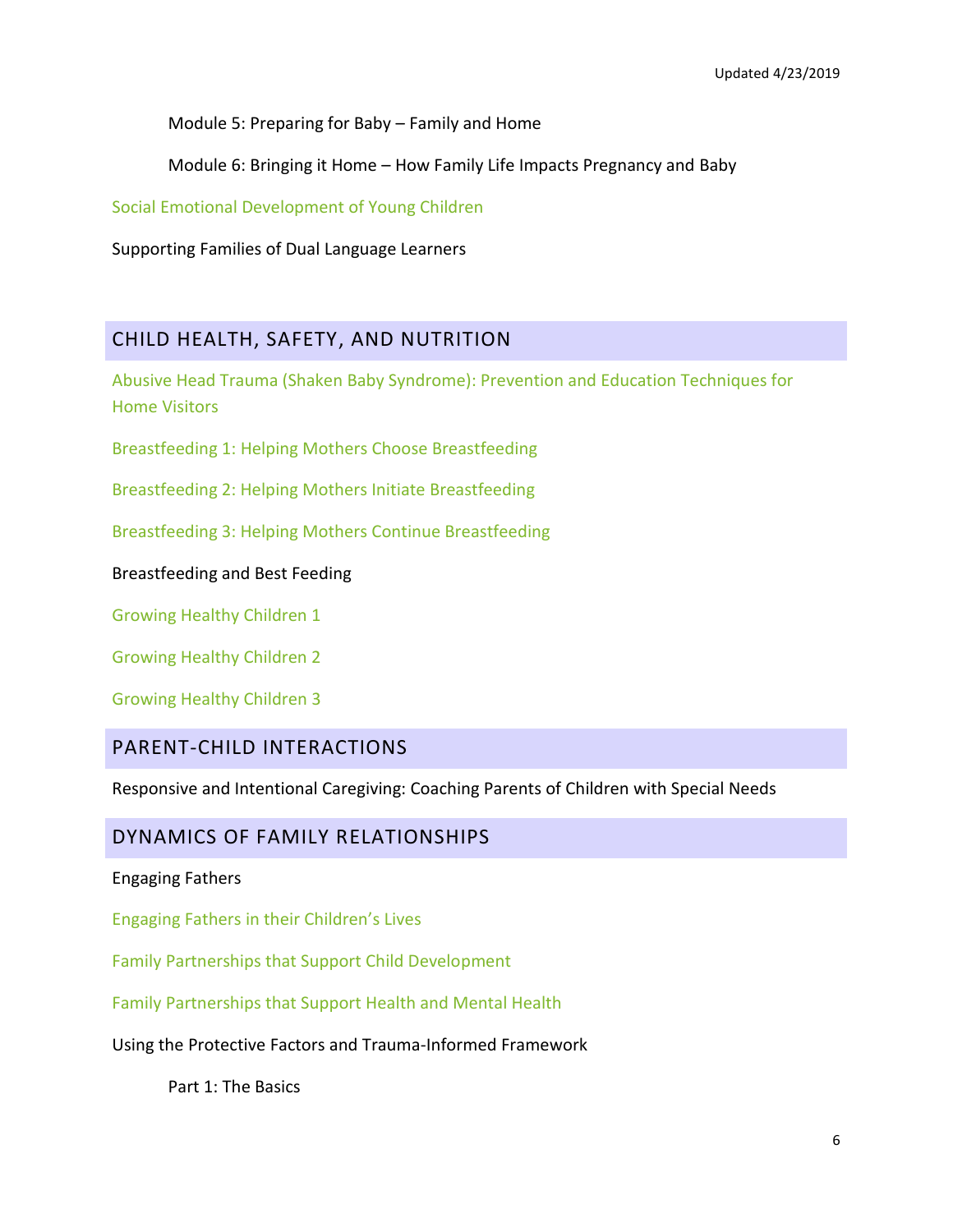Module 5: Preparing for Baby – Family and Home

Module 6: Bringing it Home – How Family Life Impacts Pregnancy and Baby

Social Emotional Development of Young Children

Supporting Families of Dual Language Learners

## CHILD HEALTH, SAFETY, AND NUTRITION

Abusive Head Trauma (Shaken Baby Syndrome): Prevention and Education Techniques for Home Visitors

Breastfeeding 1: Helping Mothers Choose Breastfeeding

Breastfeeding 2: Helping Mothers Initiate Breastfeeding

Breastfeeding 3: Helping Mothers Continue Breastfeeding

Breastfeeding and Best Feeding

Growing Healthy Children 1

Growing Healthy Children 2

Growing Healthy Children 3

## PARENT-CHILD INTERACTIONS

Responsive and Intentional Caregiving: Coaching Parents of Children with Special Needs

## DYNAMICS OF FAMILY RELATIONSHIPS

Engaging Fathers

Engaging Fathers in their Children's Lives

Family Partnerships that Support Child Development

Family Partnerships that Support Health and Mental Health

Using the Protective Factors and Trauma-Informed Framework

Part 1: The Basics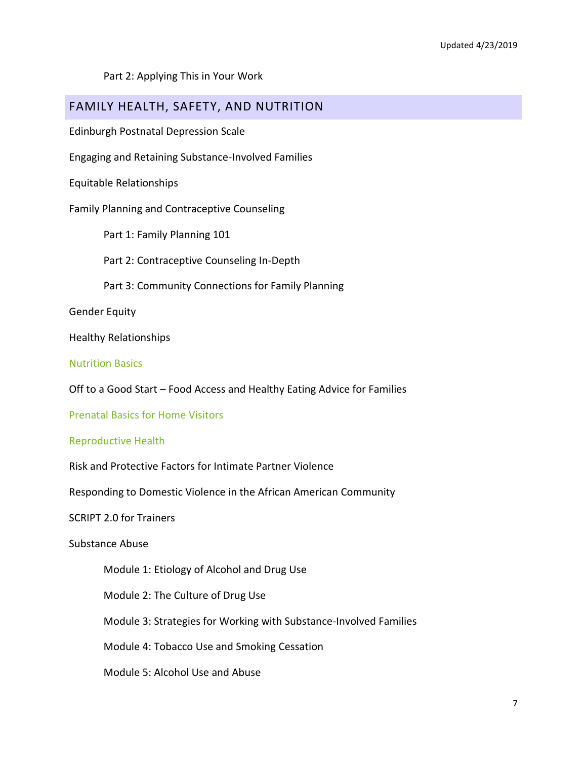Part 2: Applying This in Your Work

## FAMILY HEALTH, SAFETY, AND NUTRITION

Edinburgh Postnatal Depression Scale

Engaging and Retaining Substance-Involved Families

Equitable Relationships

Family Planning and Contraceptive Counseling

- Part 1: Family Planning 101
- Part 2: Contraceptive Counseling In-Depth
- Part 3: Community Connections for Family Planning

Gender Equity

Healthy Relationships

Nutrition Basics

Off to a Good Start – Food Access and Healthy Eating Advice for Families

Prenatal Basics for Home Visitors

Reproductive Health

Risk and Protective Factors for Intimate Partner Violence

Responding to Domestic Violence in the African American Community

SCRIPT 2.0 for Trainers

Substance Abuse

- Module 1: Etiology of Alcohol and Drug Use
- Module 2: The Culture of Drug Use
- Module 3: Strategies for Working with Substance-Involved Families
- Module 4: Tobacco Use and Smoking Cessation
- Module 5: Alcohol Use and Abuse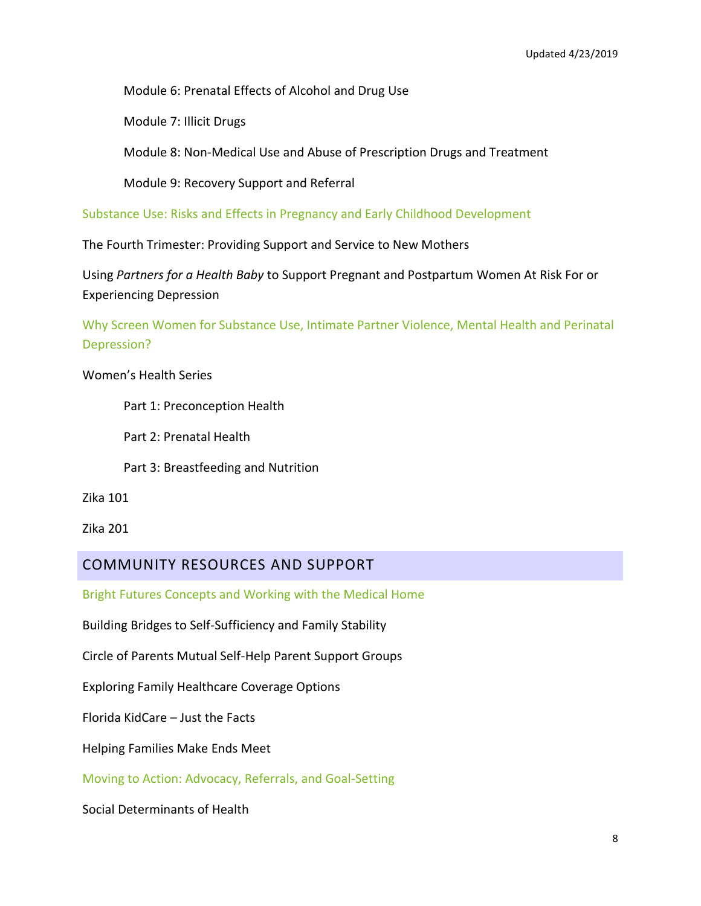Module 6: Prenatal Effects of Alcohol and Drug Use

Module 7: Illicit Drugs

Module 8: Non-Medical Use and Abuse of Prescription Drugs and Treatment

Module 9: Recovery Support and Referral

Substance Use: Risks and Effects in Pregnancy and Early Childhood Development

The Fourth Trimester: Providing Support and Service to New Mothers

Using *Partners for a Health Baby* to Support Pregnant and Postpartum Women At Risk For or Experiencing Depression

Why Screen Women for Substance Use, Intimate Partner Violence, Mental Health and Perinatal Depression?

Women's Health Series

Part 1: Preconception Health

Part 2: Prenatal Health

Part 3: Breastfeeding and Nutrition

Zika 101

Zika 201

## COMMUNITY RESOURCES AND SUPPORT

Bright Futures Concepts and Working with the Medical Home

Building Bridges to Self-Sufficiency and Family Stability

Circle of Parents Mutual Self-Help Parent Support Groups

Exploring Family Healthcare Coverage Options

Florida KidCare – Just the Facts

Helping Families Make Ends Meet

Moving to Action: Advocacy, Referrals, and Goal-Setting

Social Determinants of Health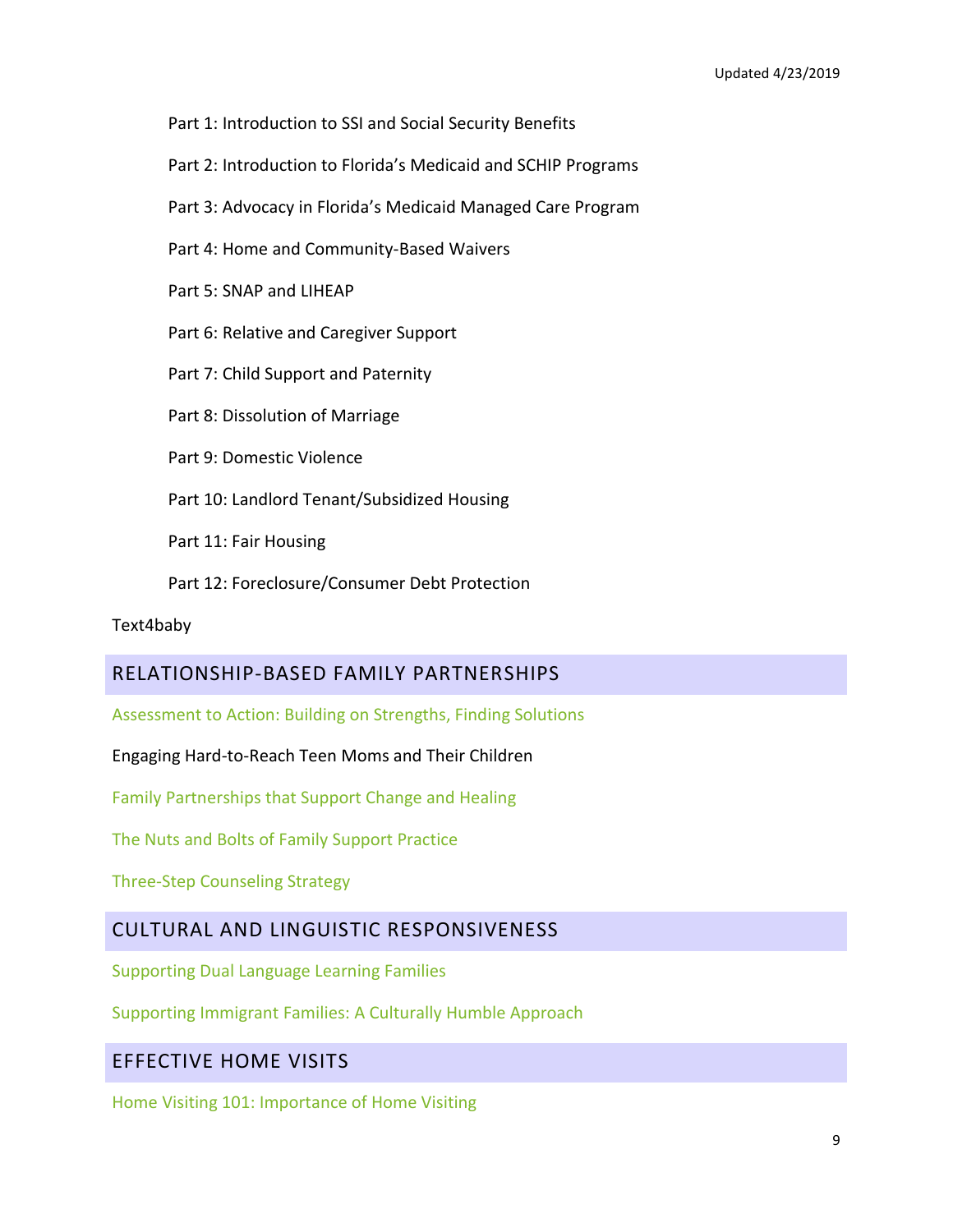- Part 1: Introduction to SSI and Social Security Benefits
- Part 2: Introduction to Florida's Medicaid and SCHIP Programs
- Part 3: Advocacy in Florida's Medicaid Managed Care Program
- Part 4: Home and Community-Based Waivers
- Part 5: SNAP and LIHEAP
- Part 6: Relative and Caregiver Support
- Part 7: Child Support and Paternity
- Part 8: Dissolution of Marriage
- Part 9: Domestic Violence
- Part 10: Landlord Tenant/Subsidized Housing
- Part 11: Fair Housing
- Part 12: Foreclosure/Consumer Debt Protection

Text4baby

## RELATIONSHIP-BASED FAMILY PARTNERSHIPS

Assessment to Action: Building on Strengths, Finding Solutions

Engaging Hard-to-Reach Teen Moms and Their Children

Family Partnerships that Support Change and Healing

The Nuts and Bolts of Family Support Practice

Three-Step Counseling Strategy

## CULTURAL AND LINGUISTIC RESPONSIVENESS

Supporting Dual Language Learning Families

Supporting Immigrant Families: A Culturally Humble Approach

## EFFECTIVE HOME VISITS

Home Visiting 101: Importance of Home Visiting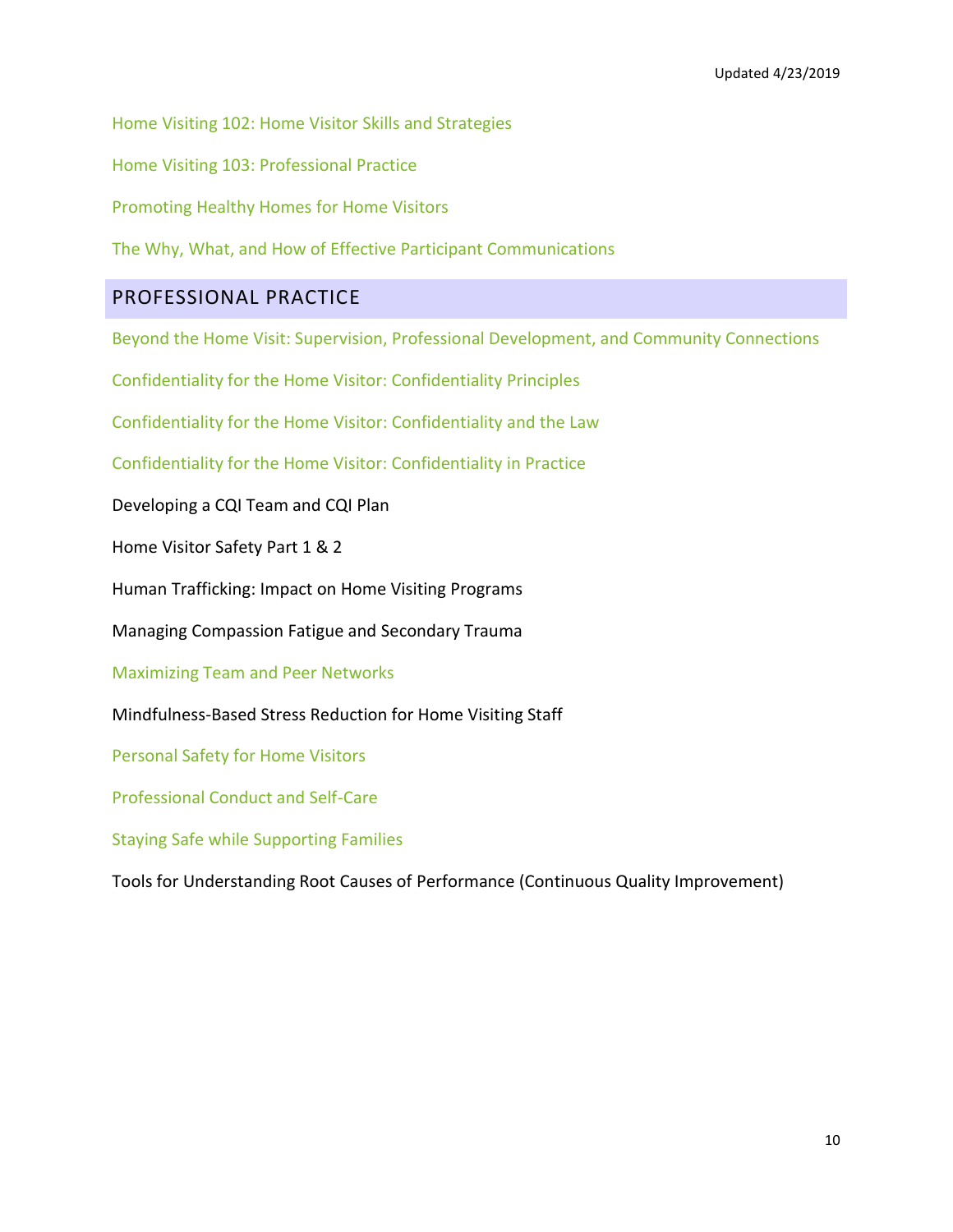Home Visiting 102: Home Visitor Skills and Strategies

Home Visiting 103: Professional Practice

Promoting Healthy Homes for Home Visitors

The Why, What, and How of Effective Participant Communications

## PROFESSIONAL PRACTICE

Beyond the Home Visit: Supervision, Professional Development, and Community Connections

Confidentiality for the Home Visitor: Confidentiality Principles

Confidentiality for the Home Visitor: Confidentiality and the Law

Confidentiality for the Home Visitor: Confidentiality in Practice

Developing a CQI Team and CQI Plan

Home Visitor Safety Part 1 & 2

Human Trafficking: Impact on Home Visiting Programs

Managing Compassion Fatigue and Secondary Trauma

Maximizing Team and Peer Networks

Mindfulness-Based Stress Reduction for Home Visiting Staff

Personal Safety for Home Visitors

Professional Conduct and Self-Care

Staying Safe while Supporting Families

Tools for Understanding Root Causes of Performance (Continuous Quality Improvement)